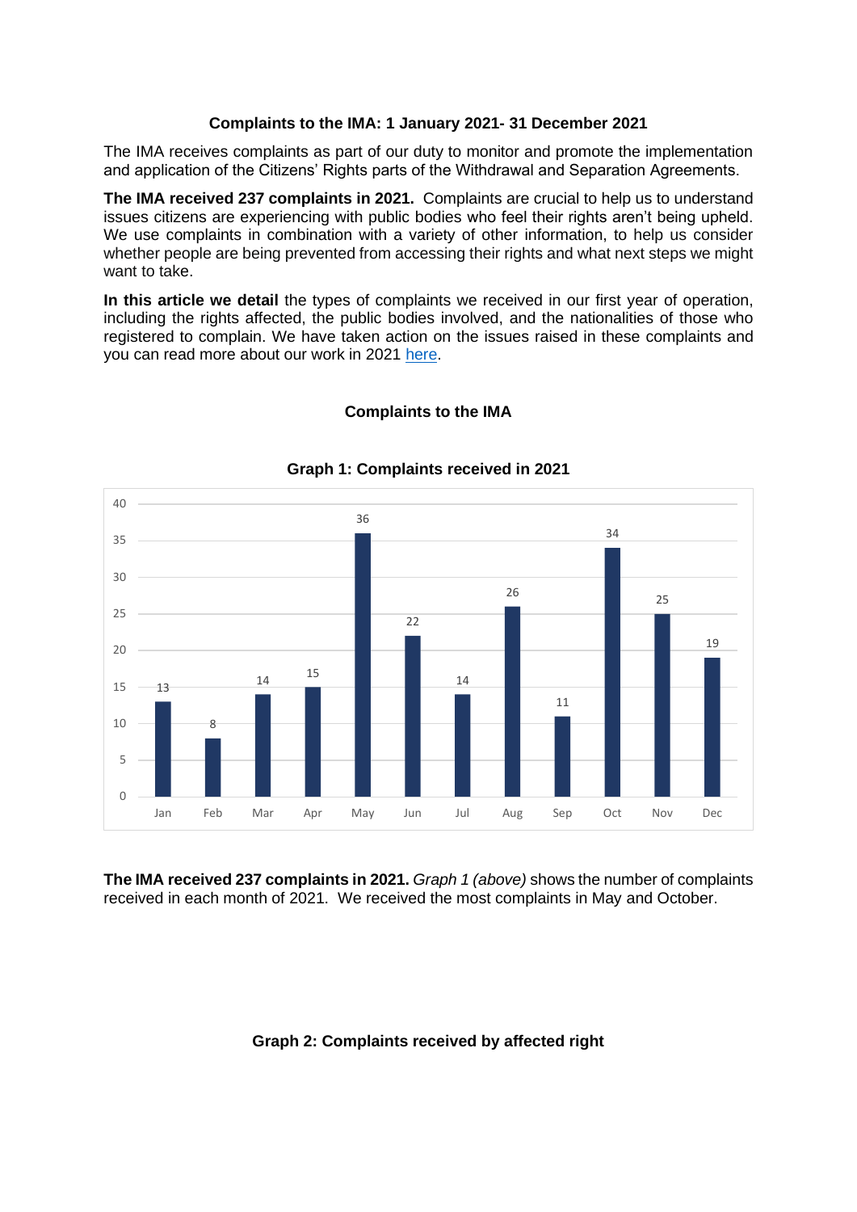## Complaints to the IMA: 1 January 2021- 31 December 2021

The IMA receives complaints as part of our duty to monitor and promote the implementation and application of the Citizens' Rights parts of the Withdrawal and Separation Agreements.

**The IMA received 237 complaints in 2021.** Complaints are crucial to help us to understand issues citizens are experiencing with public bodies who feel their rights aren't being upheld. We use complaints in combination with a variety of other information, to help us consider whether people are being prevented from accessing their rights and what next steps we might want to take.

**In this article we detail** the types of complaints we received in our first year of operation, including the rights affected, the public bodies involved, and the nationalities of those who registered to complain. We have taken action on the issues raised in these complaints and you can read more about our work in 2021 here.

### Complaints to the IMA

**Graph 1: Complaints received in 2021**

| Month | Complaints |
| --- | --- |
| Jan | 13 |
| Feb | 8 |
| Mar | 14 |
| Apr | 15 |
| May | 36 |
| Jun | 22 |
| Jul | 14 |
| Aug | 26 |
| Sep | 11 |
| Oct | 34 |
| Nov | 25 |
| Dec | 19 |

**The IMA received 237 complaints in 2021.** *Graph 1 (above)* shows the number of complaints received in each month of 2021. We received the most complaints in May and October.

**Graph 2: Complaints received by affected right**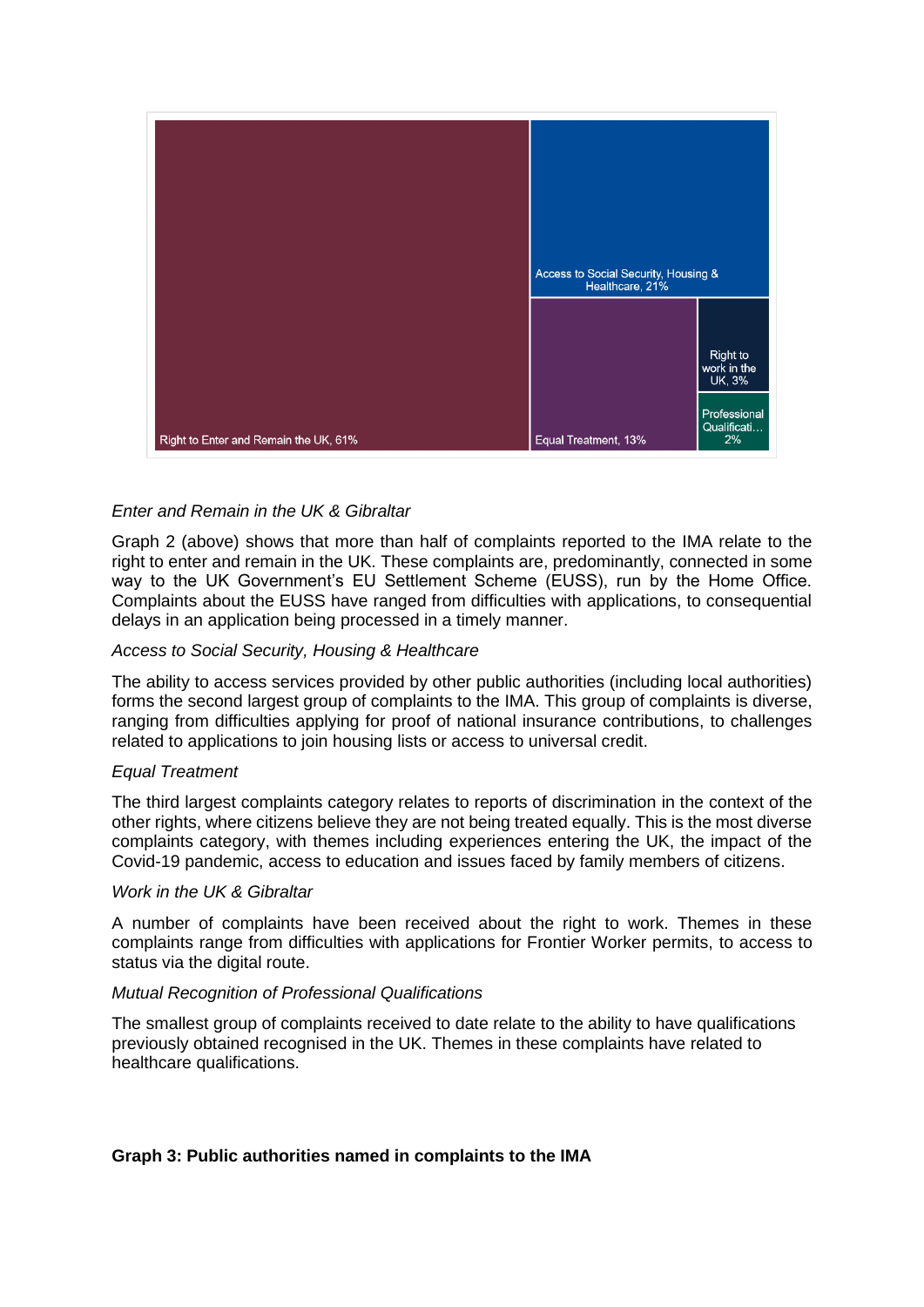Right to Enter and Remain the UK, 61%

Access to Social Security, Housing & Healthcare, 21%

Equal Treatment, 13%

Right to work in the UK, 3%

Professional Qualificati… 2%

*Enter and Remain in the UK & Gibraltar*

Graph 2 (above) shows that more than half of complaints reported to the IMA relate to the right to enter and remain in the UK. These complaints are, predominantly, connected in some way to the UK Government's EU Settlement Scheme (EUSS), run by the Home Office. Complaints about the EUSS have ranged from difficulties with applications, to consequential delays in an application being processed in a timely manner.

*Access to Social Security, Housing & Healthcare*

The ability to access services provided by other public authorities (including local authorities) forms the second largest group of complaints to the IMA. This group of complaints is diverse, ranging from difficulties applying for proof of national insurance contributions, to challenges related to applications to join housing lists or access to universal credit.

*Equal Treatment*

The third largest complaints category relates to reports of discrimination in the context of the other rights, where citizens believe they are not being treated equally. This is the most diverse complaints category, with themes including experiences entering the UK, the impact of the Covid-19 pandemic, access to education and issues faced by family members of citizens.

*Work in the UK & Gibraltar*

A number of complaints have been received about the right to work. Themes in these complaints range from difficulties with applications for Frontier Worker permits, to access to status via the digital route.

*Mutual Recognition of Professional Qualifications*

The smallest group of complaints received to date relate to the ability to have qualifications previously obtained recognised in the UK. Themes in these complaints have related to healthcare qualifications.

**Graph 3: Public authorities named in complaints to the IMA**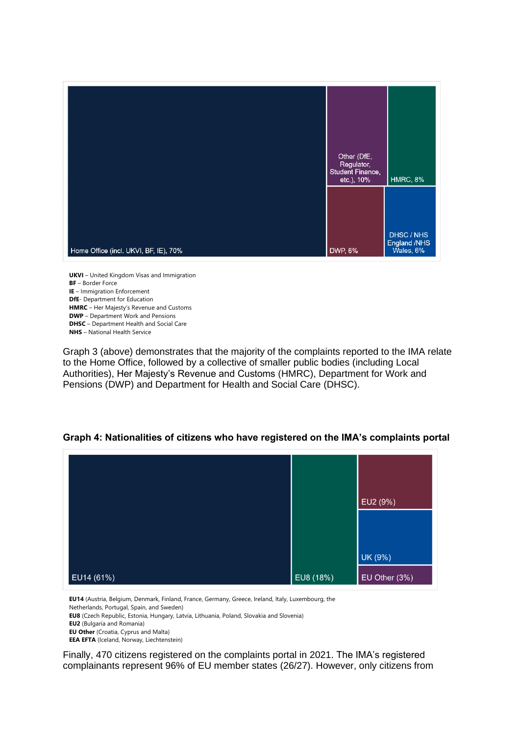Home Office (incl. UKVI, BF, IE), 70%

Other (DfE, Regulator, Student Finance, etc.), 10%

HMRC, 8%

DWP, 6%

DHSC / NHS England /NHS Wales, 6%

**UKVI** – United Kingdom Visas and Immigration
**BF** – Border Force
**IE** – Immigration Enforcement
**DfE**- Department for Education
**HMRC** – Her Majesty's Revenue and Customs
**DWP** – Department Work and Pensions
**DHSC** – Department Health and Social Care
**NHS** – National Health Service

Graph 3 (above) demonstrates that the majority of the complaints reported to the IMA relate to the Home Office, followed by a collective of smaller public bodies (including Local Authorities), Her Majesty's Revenue and Customs (HMRC), Department for Work and Pensions (DWP) and Department for Health and Social Care (DHSC).

**Graph 4: Nationalities of citizens who have registered on the IMA's complaints portal**

EU14 (61%)

EU8 (18%)

EU2 (9%)

UK (9%)

EU Other (3%)

**EU14** (Austria, Belgium, Denmark, Finland, France, Germany, Greece, Ireland, Italy, Luxembourg, the Netherlands, Portugal, Spain, and Sweden)
**EU8** (Czech Republic, Estonia, Hungary, Latvia, Lithuania, Poland, Slovakia and Slovenia)
**EU2** (Bulgaria and Romania)
**EU Other** (Croatia, Cyprus and Malta)
**EEA EFTA** (Iceland, Norway, Liechtenstein)

Finally, 470 citizens registered on the complaints portal in 2021. The IMA's registered complainants represent 96% of EU member states (26/27). However, only citizens from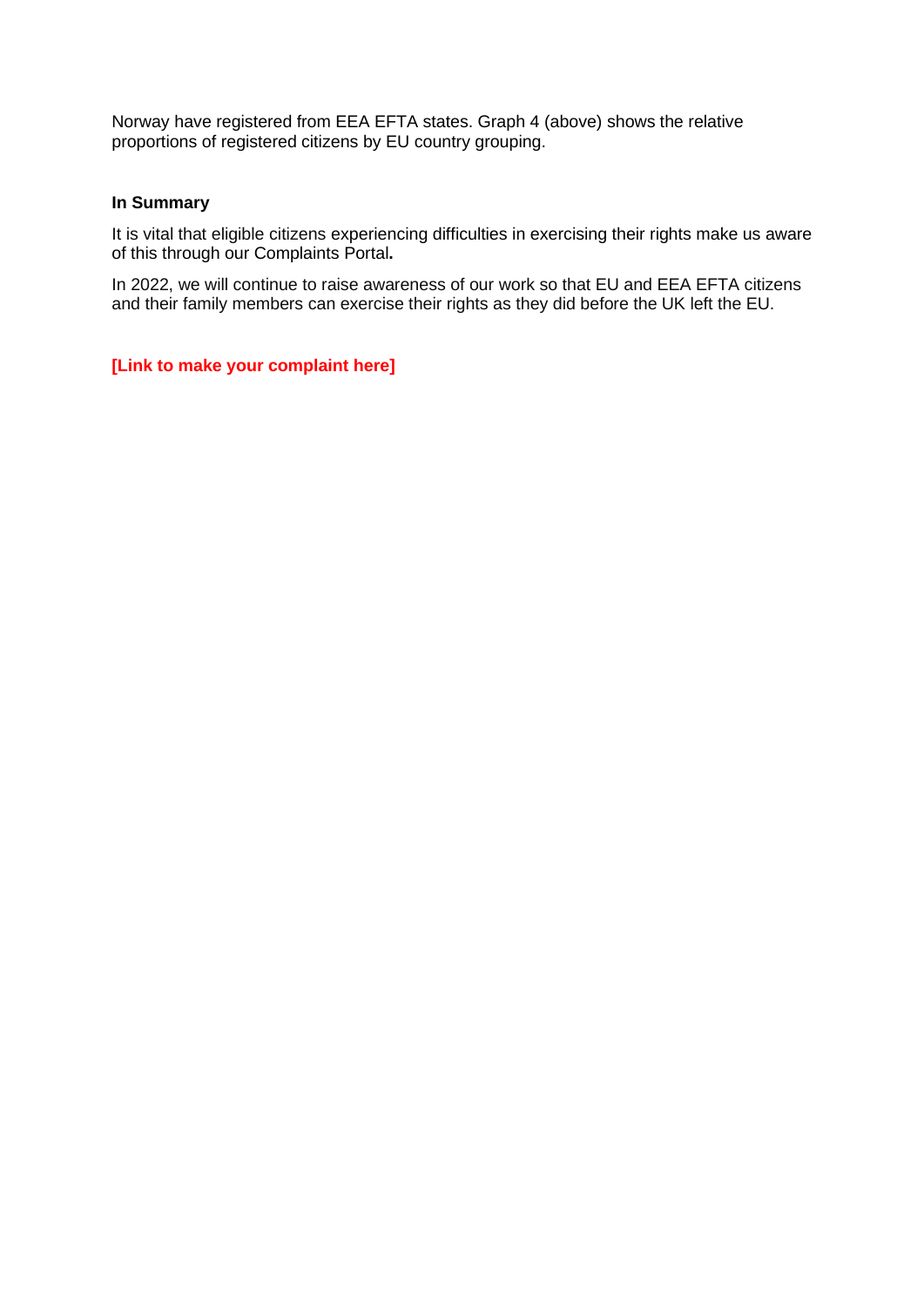Norway have registered from EEA EFTA states. Graph 4 (above) shows the relative proportions of registered citizens by EU country grouping.

**In Summary**

It is vital that eligible citizens experiencing difficulties in exercising their rights make us aware of this through our Complaints Portal**.**

In 2022, we will continue to raise awareness of our work so that EU and EEA EFTA citizens and their family members can exercise their rights as they did before the UK left the EU.

**[Link to make your complaint here]**